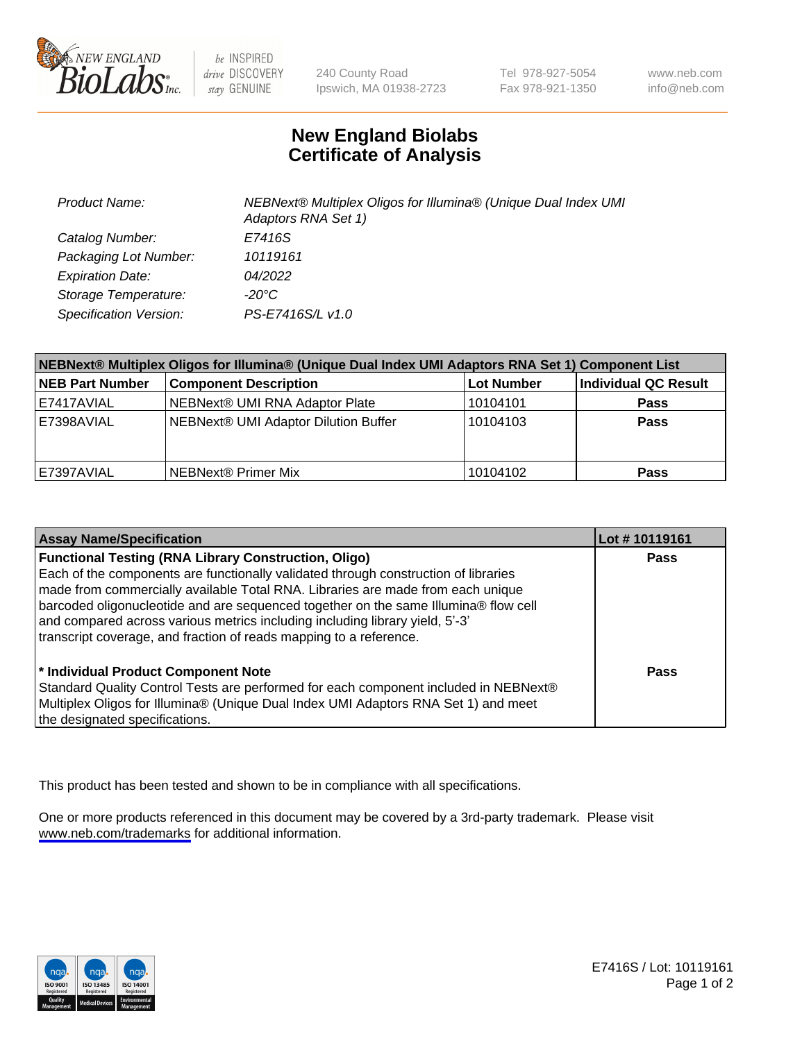# New England Biolabs Certificate of Analysis

| | |
|---|---|
| *Product Name:* | *NEBNext® Multiplex Oligos for Illumina® (Unique Dual Index UMI Adaptors RNA Set 1)* |
| *Catalog Number:* | *E7416S* |
| *Packaging Lot Number:* | *10119161* |
| *Expiration Date:* | *04/2022* |
| *Storage Temperature:* | *-20°C* |
| *Specification Version:* | *PS-E7416S/L v1.0* |

| NEBNext® Multiplex Oligos for Illumina® (Unique Dual Index UMI Adaptors RNA Set 1) Component List | | | |
|---|---|---|---|
| **NEB Part Number** | **Component Description** | **Lot Number** | **Individual QC Result** |
| E7417AVIAL | NEBNext® UMI RNA Adaptor Plate | 10104101 | **Pass** |
| E7398AVIAL | NEBNext® UMI Adaptor Dilution Buffer | 10104103 | **Pass** |
| E7397AVIAL | NEBNext® Primer Mix | 10104102 | **Pass** |

| Assay Name/Specification | Lot # 10119161 |
|---|---|
| **Functional Testing (RNA Library Construction, Oligo)**<br>Each of the components are functionally validated through construction of libraries made from commercially available Total RNA. Libraries are made from each unique barcoded oligonucleotide and are sequenced together on the same Illumina® flow cell and compared across various metrics including including library yield, 5'-3' transcript coverage, and fraction of reads mapping to a reference. | **Pass** |
| **\* Individual Product Component Note**<br>Standard Quality Control Tests are performed for each component included in NEBNext® Multiplex Oligos for Illumina® (Unique Dual Index UMI Adaptors RNA Set 1) and meet the designated specifications. | **Pass** |

This product has been tested and shown to be in compliance with all specifications.

One or more products referenced in this document may be covered by a 3rd-party trademark. Please visit www.neb.com/trademarks for additional information.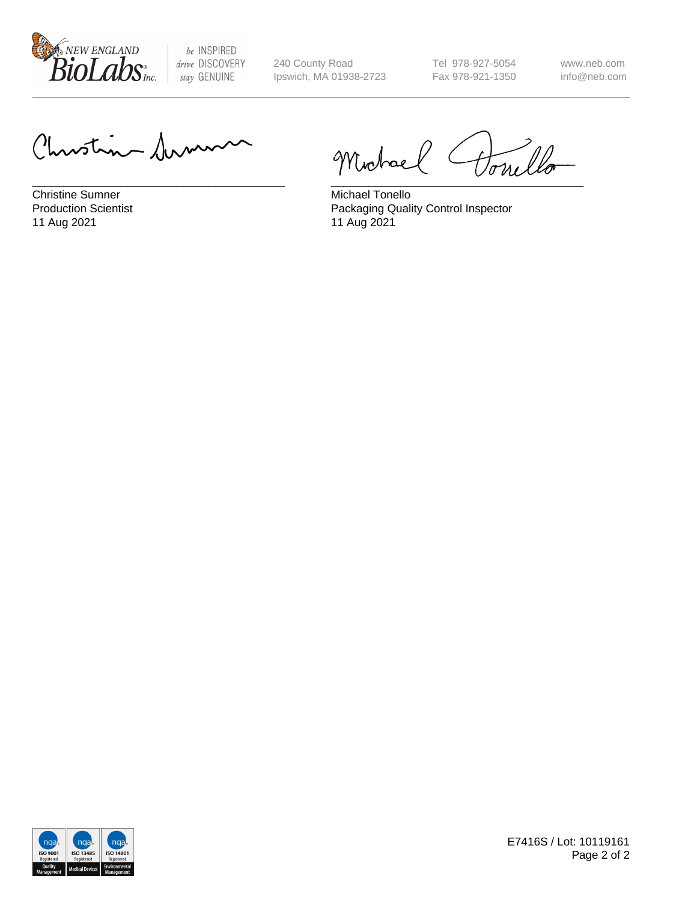Christine Sumner
Production Scientist
11 Aug 2021

Michael Tonello
Packaging Quality Control Inspector
11 Aug 2021

E7416S / Lot: 10119161